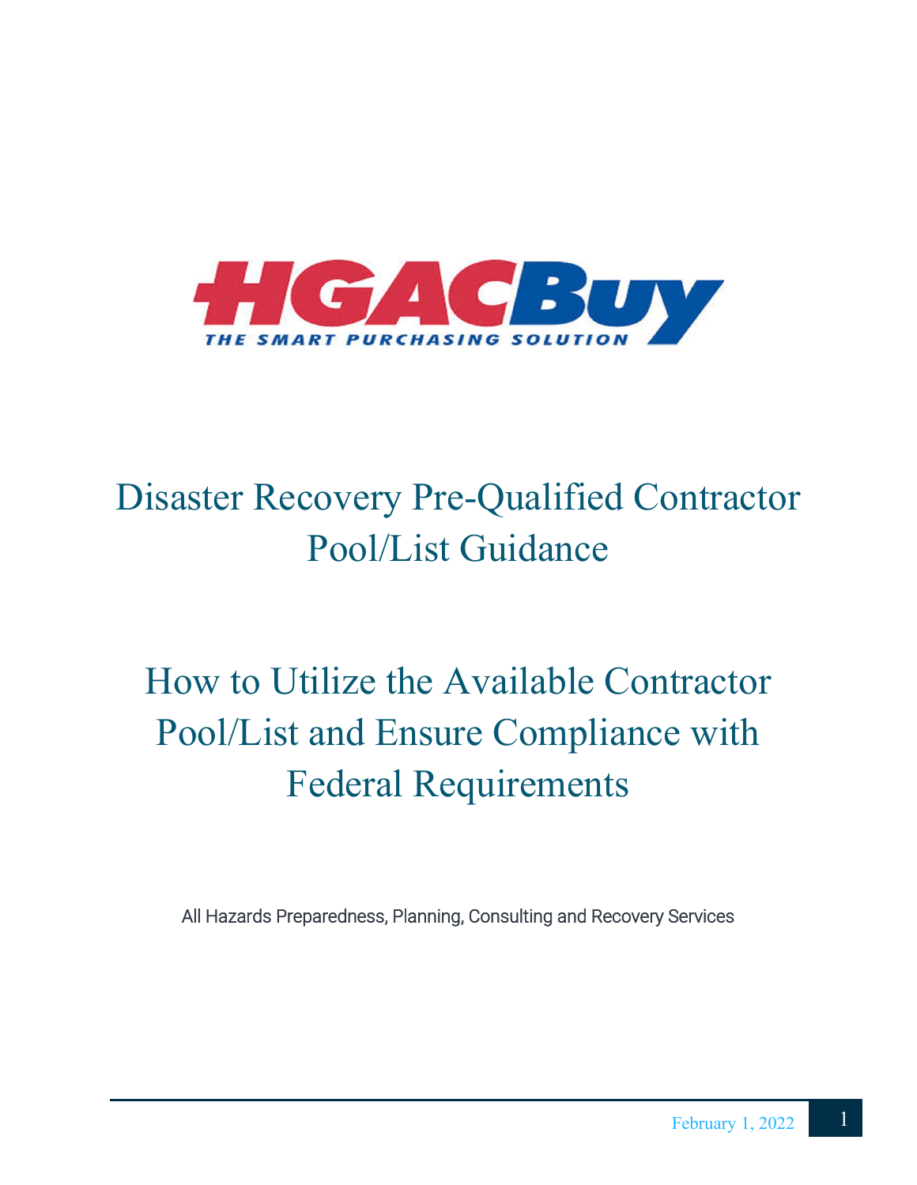HGACBuy

THE SMART PURCHASING SOLUTION

# Disaster Recovery Pre-Qualified Contractor Pool/List Guidance

# How to Utilize the Available Contractor Pool/List and Ensure Compliance with Federal Requirements

All Hazards Preparedness, Planning, Consulting and Recovery Services

February 1, 2022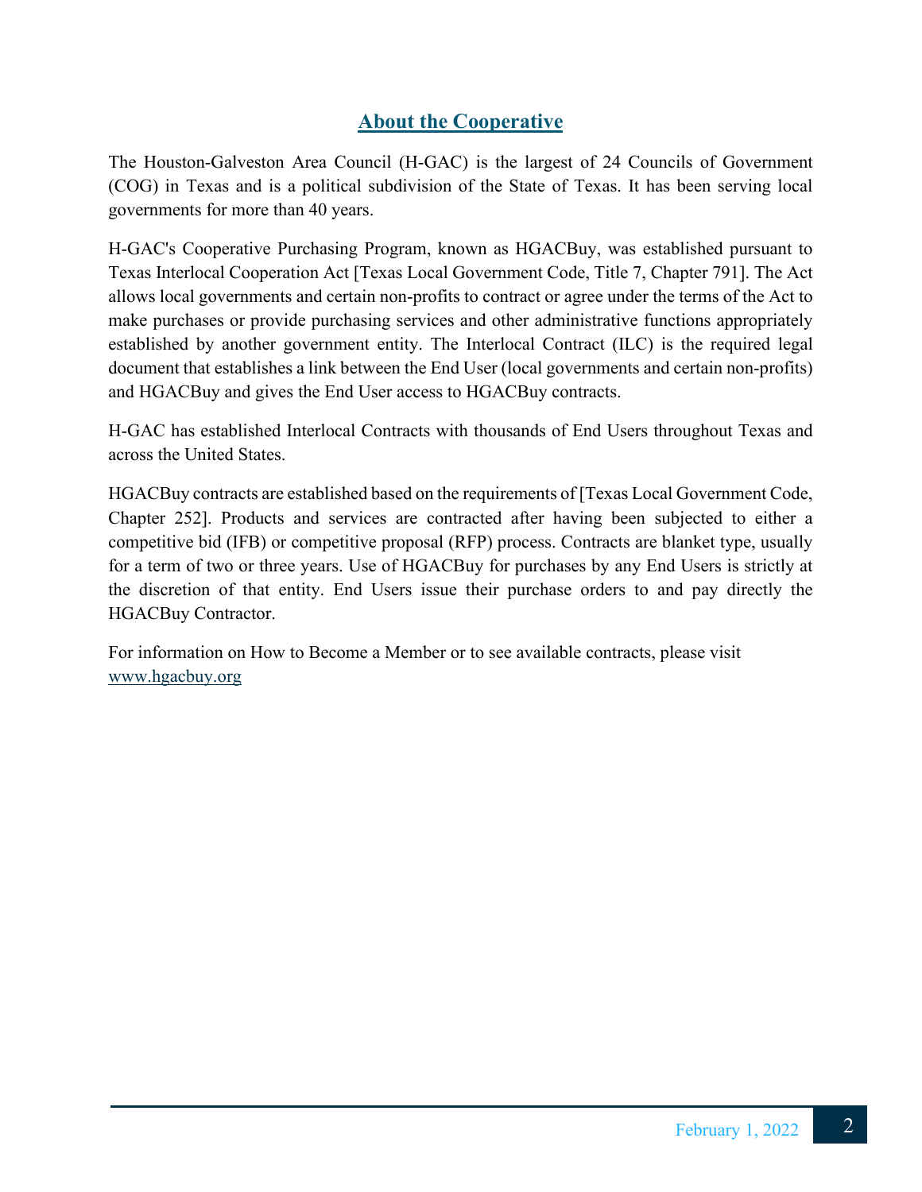## About the Cooperative

The Houston-Galveston Area Council (H-GAC) is the largest of 24 Councils of Government (COG) in Texas and is a political subdivision of the State of Texas. It has been serving local governments for more than 40 years.

H-GAC's Cooperative Purchasing Program, known as HGACBuy, was established pursuant to Texas Interlocal Cooperation Act [Texas Local Government Code, Title 7, Chapter 791]. The Act allows local governments and certain non-profits to contract or agree under the terms of the Act to make purchases or provide purchasing services and other administrative functions appropriately established by another government entity. The Interlocal Contract (ILC) is the required legal document that establishes a link between the End User (local governments and certain non-profits) and HGACBuy and gives the End User access to HGACBuy contracts.

H-GAC has established Interlocal Contracts with thousands of End Users throughout Texas and across the United States.

HGACBuy contracts are established based on the requirements of [Texas Local Government Code, Chapter 252]. Products and services are contracted after having been subjected to either a competitive bid (IFB) or competitive proposal (RFP) process. Contracts are blanket type, usually for a term of two or three years. Use of HGACBuy for purchases by any End Users is strictly at the discretion of that entity. End Users issue their purchase orders to and pay directly the HGACBuy Contractor.

For information on How to Become a Member or to see available contracts, please visit www.hgacbuy.org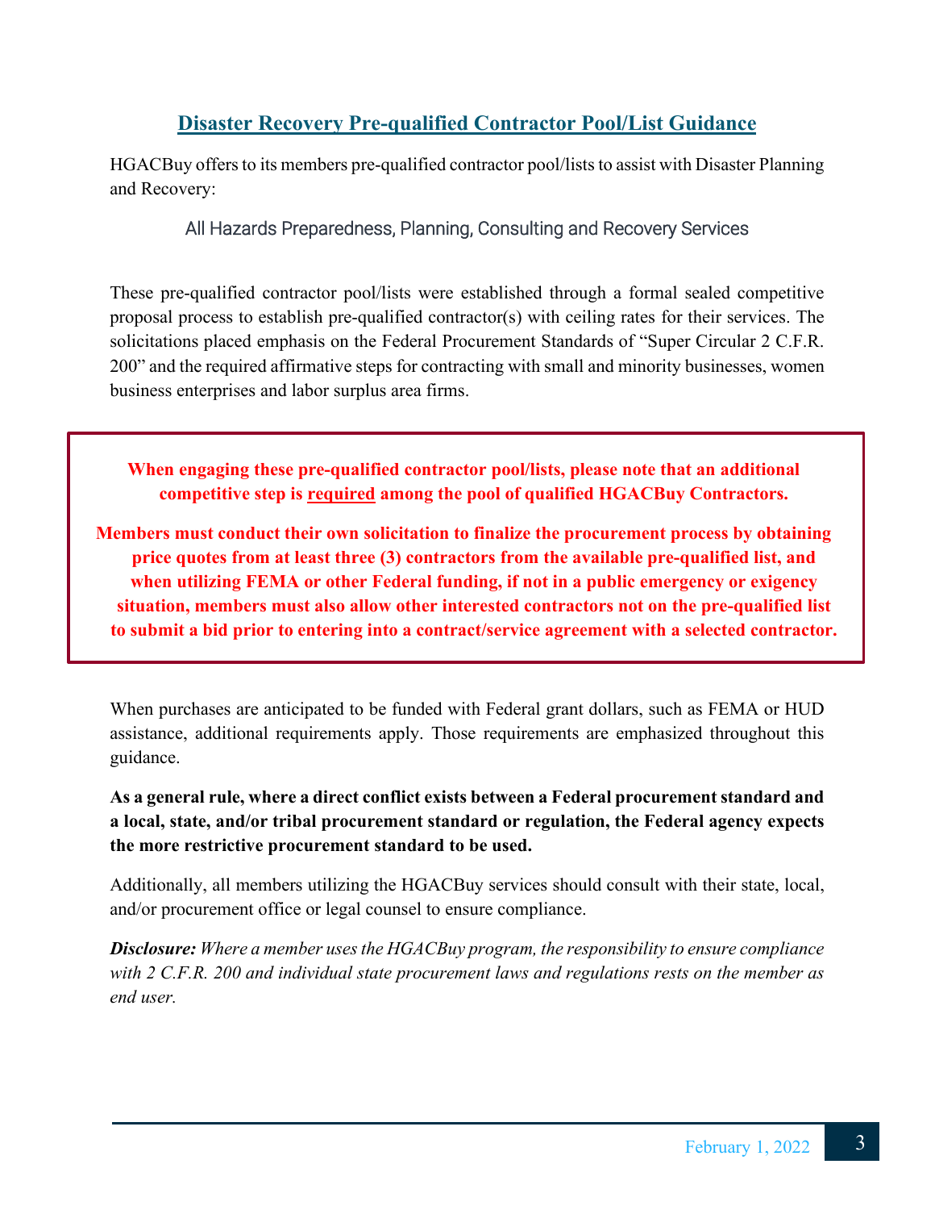## Disaster Recovery Pre-qualified Contractor Pool/List Guidance

HGACBuy offers to its members pre-qualified contractor pool/lists to assist with Disaster Planning and Recovery:

All Hazards Preparedness, Planning, Consulting and Recovery Services

These pre-qualified contractor pool/lists were established through a formal sealed competitive proposal process to establish pre-qualified contractor(s) with ceiling rates for their services. The solicitations placed emphasis on the Federal Procurement Standards of "Super Circular 2 C.F.R. 200" and the required affirmative steps for contracting with small and minority businesses, women business enterprises and labor surplus area firms.

**When engaging these pre-qualified contractor pool/lists, please note that an additional competitive step is required among the pool of qualified HGACBuy Contractors.**

**Members must conduct their own solicitation to finalize the procurement process by obtaining price quotes from at least three (3) contractors from the available pre-qualified list, and when utilizing FEMA or other Federal funding, if not in a public emergency or exigency situation, members must also allow other interested contractors not on the pre-qualified list to submit a bid prior to entering into a contract/service agreement with a selected contractor.**

When purchases are anticipated to be funded with Federal grant dollars, such as FEMA or HUD assistance, additional requirements apply. Those requirements are emphasized throughout this guidance.

**As a general rule, where a direct conflict exists between a Federal procurement standard and a local, state, and/or tribal procurement standard or regulation, the Federal agency expects the more restrictive procurement standard to be used.**

Additionally, all members utilizing the HGACBuy services should consult with their state, local, and/or procurement office or legal counsel to ensure compliance.

***Disclosure:*** *Where a member uses the HGACBuy program, the responsibility to ensure compliance with 2 C.F.R. 200 and individual state procurement laws and regulations rests on the member as end user.*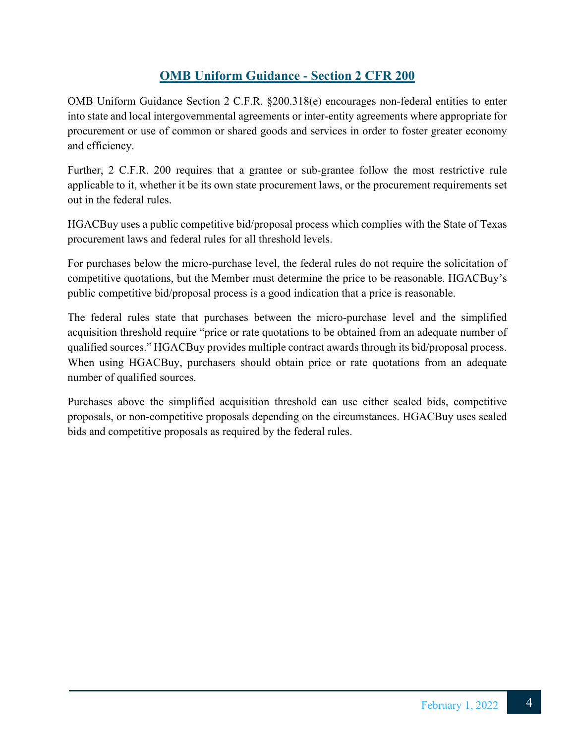## OMB Uniform Guidance - Section 2 CFR 200

OMB Uniform Guidance Section 2 C.F.R. §200.318(e) encourages non-federal entities to enter into state and local intergovernmental agreements or inter-entity agreements where appropriate for procurement or use of common or shared goods and services in order to foster greater economy and efficiency.

Further, 2 C.F.R. 200 requires that a grantee or sub-grantee follow the most restrictive rule applicable to it, whether it be its own state procurement laws, or the procurement requirements set out in the federal rules.

HGACBuy uses a public competitive bid/proposal process which complies with the State of Texas procurement laws and federal rules for all threshold levels.

For purchases below the micro-purchase level, the federal rules do not require the solicitation of competitive quotations, but the Member must determine the price to be reasonable. HGACBuy's public competitive bid/proposal process is a good indication that a price is reasonable.

The federal rules state that purchases between the micro-purchase level and the simplified acquisition threshold require "price or rate quotations to be obtained from an adequate number of qualified sources." HGACBuy provides multiple contract awards through its bid/proposal process. When using HGACBuy, purchasers should obtain price or rate quotations from an adequate number of qualified sources.

Purchases above the simplified acquisition threshold can use either sealed bids, competitive proposals, or non-competitive proposals depending on the circumstances. HGACBuy uses sealed bids and competitive proposals as required by the federal rules.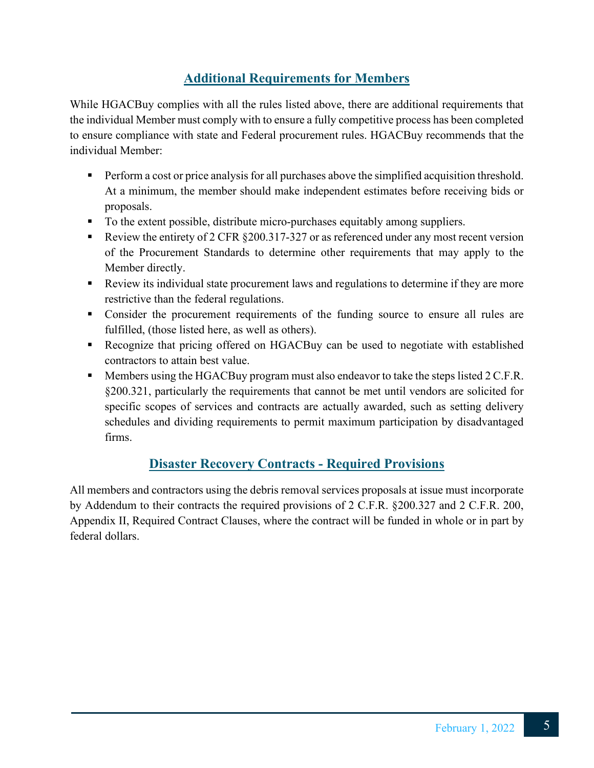## Additional Requirements for Members

While HGACBuy complies with all the rules listed above, there are additional requirements that the individual Member must comply with to ensure a fully competitive process has been completed to ensure compliance with state and Federal procurement rules. HGACBuy recommends that the individual Member:

- Perform a cost or price analysis for all purchases above the simplified acquisition threshold. At a minimum, the member should make independent estimates before receiving bids or proposals.
- To the extent possible, distribute micro-purchases equitably among suppliers.
- Review the entirety of 2 CFR §200.317-327 or as referenced under any most recent version of the Procurement Standards to determine other requirements that may apply to the Member directly.
- Review its individual state procurement laws and regulations to determine if they are more restrictive than the federal regulations.
- Consider the procurement requirements of the funding source to ensure all rules are fulfilled, (those listed here, as well as others).
- Recognize that pricing offered on HGACBuy can be used to negotiate with established contractors to attain best value.
- Members using the HGACBuy program must also endeavor to take the steps listed 2 C.F.R. §200.321, particularly the requirements that cannot be met until vendors are solicited for specific scopes of services and contracts are actually awarded, such as setting delivery schedules and dividing requirements to permit maximum participation by disadvantaged firms.

## Disaster Recovery Contracts - Required Provisions

All members and contractors using the debris removal services proposals at issue must incorporate by Addendum to their contracts the required provisions of 2 C.F.R. §200.327 and 2 C.F.R. 200, Appendix II, Required Contract Clauses, where the contract will be funded in whole or in part by federal dollars.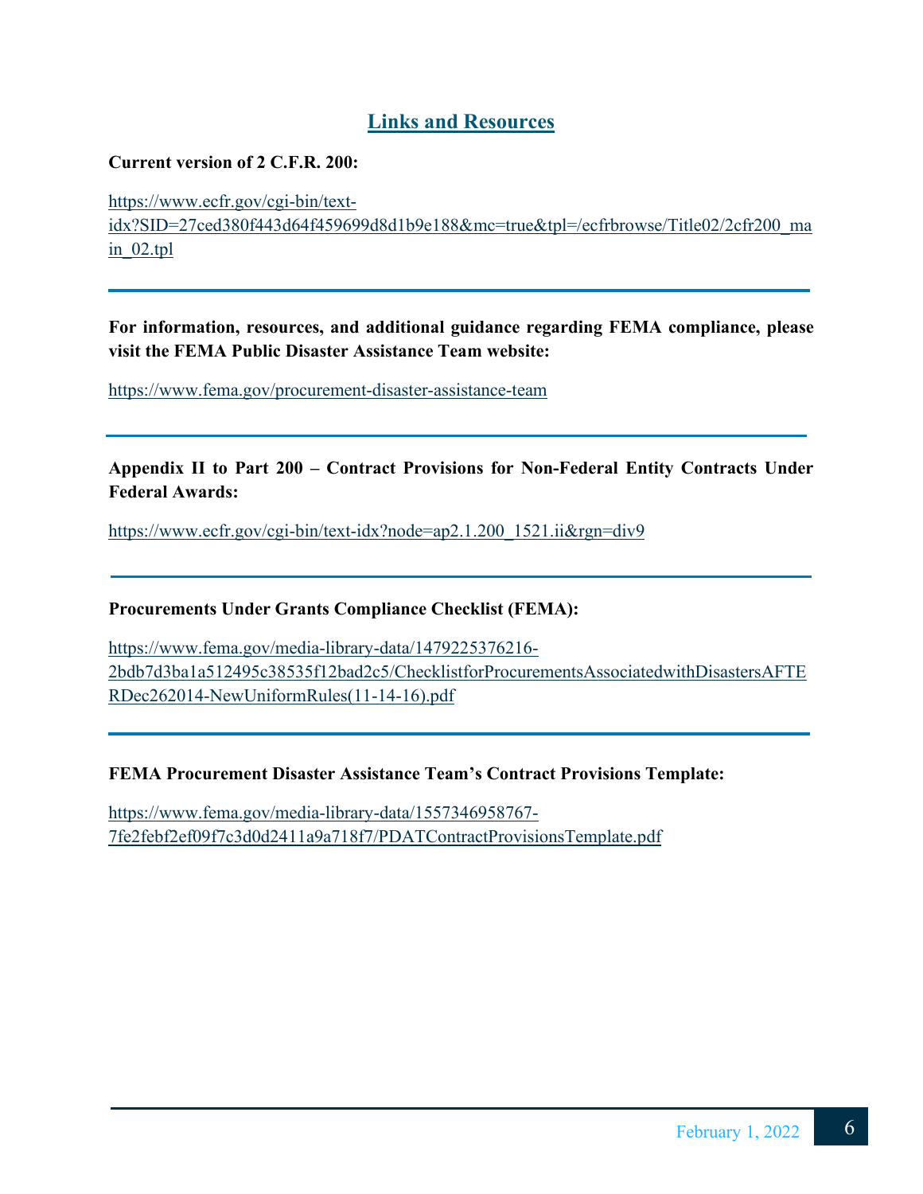## Links and Resources

**Current version of 2 C.F.R. 200:**

https://www.ecfr.gov/cgi-bin/text-idx?SID=27ced380f443d64f459699d8d1b9e188&mc=true&tpl=/ecfrbrowse/Title02/2cfr200_main_02.tpl

---

**For information, resources, and additional guidance regarding FEMA compliance, please visit the FEMA Public Disaster Assistance Team website:**

https://www.fema.gov/procurement-disaster-assistance-team

---

**Appendix II to Part 200 – Contract Provisions for Non-Federal Entity Contracts Under Federal Awards:**

https://www.ecfr.gov/cgi-bin/text-idx?node=ap2.1.200_1521.ii&rgn=div9

---

**Procurements Under Grants Compliance Checklist (FEMA):**

https://www.fema.gov/media-library-data/1479225376216-2bdb7d3ba1a512495c38535f12bad2c5/ChecklistforProcurementsAssociatedwithDisastersAFTERDec262014-NewUniformRules(11-14-16).pdf

---

**FEMA Procurement Disaster Assistance Team's Contract Provisions Template:**

https://www.fema.gov/media-library-data/1557346958767-7fe2febf2ef09f7c3d0d2411a9a718f7/PDATContractProvisionsTemplate.pdf